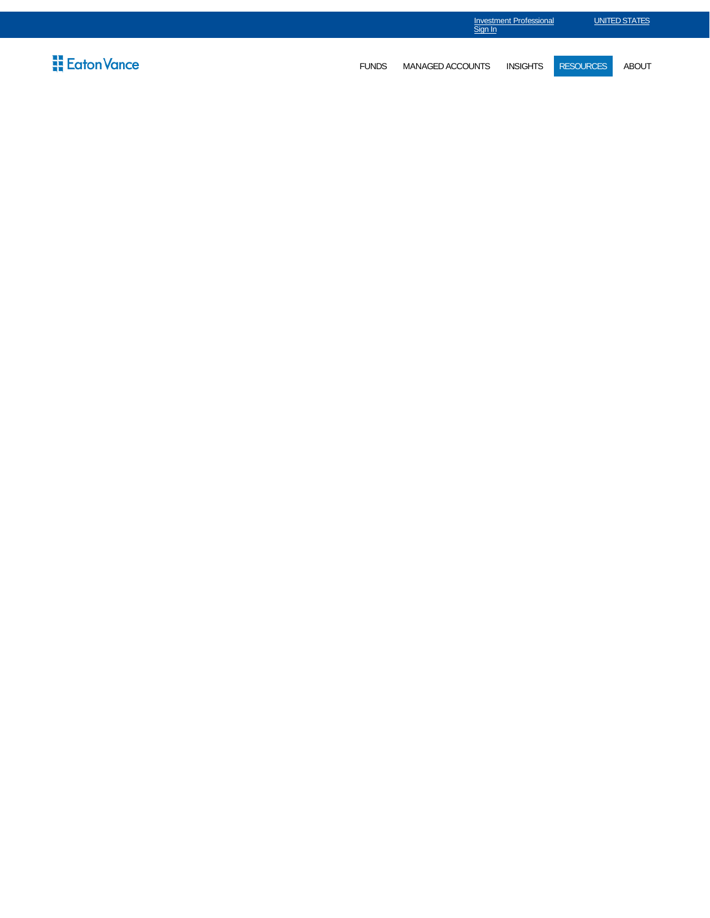Investment Professional Sign In

UNITED STATES

Eaton Vance

FUNDS MANAGED ACCOUNTS INSIGHTS RESOURCES ABOUT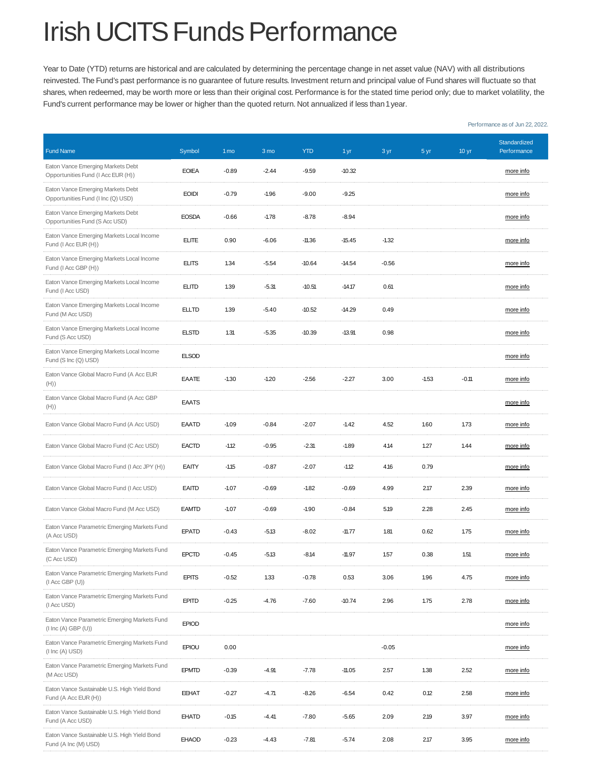# Irish UCITS Funds Performance

Year to Date (YTD) returns are historical and are calculated by determining the percentage change in net asset value (NAV) with all distributions reinvested. The Fund's past performance is no guarantee of future results. Investment return and principal value of Fund shares will fluctuate so that shares, when redeemed, may be worth more or less than their original cost. Performance is for the stated time period only; due to market volatility, the Fund's current performance may be lower or higher than the quoted return. Not annualized if less than 1 year.

Performance as of Jun 22, 2022.

| Fund Name | Symbol | 1 mo | 3 mo | YTD | 1 yr | 3 yr | 5 yr | 10 yr | Standardized Performance |
|---|---|---|---|---|---|---|---|---|---|
| Eaton Vance Emerging Markets Debt Opportunities Fund (I Acc EUR (H)) | EOIEA | -0.89 | -2.44 | -9.59 | -10.32 | | | | more info |
| Eaton Vance Emerging Markets Debt Opportunities Fund (I Inc (Q) USD) | EOIDI | -0.79 | -1.96 | -9.00 | -9.25 | | | | more info |
| Eaton Vance Emerging Markets Debt Opportunities Fund (S Acc USD) | EOSDA | -0.66 | -1.78 | -8.78 | -8.94 | | | | more info |
| Eaton Vance Emerging Markets Local Income Fund (I Acc EUR (H)) | ELITE | 0.90 | -6.06 | -11.36 | -15.45 | -1.32 | | | more info |
| Eaton Vance Emerging Markets Local Income Fund (I Acc GBP (H)) | ELITS | 1.34 | -5.54 | -10.64 | -14.54 | -0.56 | | | more info |
| Eaton Vance Emerging Markets Local Income Fund (I Acc USD) | ELITD | 1.39 | -5.31 | -10.51 | -14.17 | 0.61 | | | more info |
| Eaton Vance Emerging Markets Local Income Fund (M Acc USD) | ELLTD | 1.39 | -5.40 | -10.52 | -14.29 | 0.49 | | | more info |
| Eaton Vance Emerging Markets Local Income Fund (S Acc USD) | ELSTD | 1.31 | -5.35 | -10.39 | -13.91 | 0.98 | | | more info |
| Eaton Vance Emerging Markets Local Income Fund (S Inc (Q) USD) | ELSOD | | | | | | | | more info |
| Eaton Vance Global Macro Fund (A Acc EUR (H)) | EAATE | -1.30 | -1.20 | -2.56 | -2.27 | 3.00 | -1.53 | -0.11 | more info |
| Eaton Vance Global Macro Fund (A Acc GBP (H)) | EAATS | | | | | | | | more info |
| Eaton Vance Global Macro Fund (A Acc USD) | EAATD | -1.09 | -0.84 | -2.07 | -1.42 | 4.52 | 1.60 | 1.73 | more info |
| Eaton Vance Global Macro Fund (C Acc USD) | EACTD | -1.12 | -0.95 | -2.31 | -1.89 | 4.14 | 1.27 | 1.44 | more info |
| Eaton Vance Global Macro Fund (I Acc JPY (H)) | EAITY | -1.15 | -0.87 | -2.07 | -1.12 | 4.16 | 0.79 | | more info |
| Eaton Vance Global Macro Fund (I Acc USD) | EAITD | -1.07 | -0.69 | -1.82 | -0.69 | 4.99 | 2.17 | 2.39 | more info |
| Eaton Vance Global Macro Fund (M Acc USD) | EAMTD | -1.07 | -0.69 | -1.90 | -0.84 | 5.19 | 2.28 | 2.45 | more info |
| Eaton Vance Parametric Emerging Markets Fund (A Acc USD) | EPATD | -0.43 | -5.13 | -8.02 | -11.77 | 1.81 | 0.62 | 1.75 | more info |
| Eaton Vance Parametric Emerging Markets Fund (C Acc USD) | EPCTD | -0.45 | -5.13 | -8.14 | -11.97 | 1.57 | 0.38 | 1.51 | more info |
| Eaton Vance Parametric Emerging Markets Fund (I Acc GBP (U)) | EPITS | -0.52 | 1.33 | -0.78 | 0.53 | 3.06 | 1.96 | 4.75 | more info |
| Eaton Vance Parametric Emerging Markets Fund (I Acc USD) | EPITD | -0.25 | -4.76 | -7.60 | -10.74 | 2.96 | 1.75 | 2.78 | more info |
| Eaton Vance Parametric Emerging Markets Fund (I Inc (A) GBP (U)) | EPIOD | | | | | | | | more info |
| Eaton Vance Parametric Emerging Markets Fund (I Inc (A) USD) | EPIOU | 0.00 | | | | -0.05 | | | more info |
| Eaton Vance Parametric Emerging Markets Fund (M Acc USD) | EPMTD | -0.39 | -4.91 | -7.78 | -11.05 | 2.57 | 1.38 | 2.52 | more info |
| Eaton Vance Sustainable U.S. High Yield Bond Fund (A Acc EUR (H)) | EEHAT | -0.27 | -4.71 | -8.26 | -6.54 | 0.42 | 0.12 | 2.58 | more info |
| Eaton Vance Sustainable U.S. High Yield Bond Fund (A Acc USD) | EHATD | -0.15 | -4.41 | -7.80 | -5.65 | 2.09 | 2.19 | 3.97 | more info |
| Eaton Vance Sustainable U.S. High Yield Bond Fund (A Inc (M) USD) | EHAOD | -0.23 | -4.43 | -7.81 | -5.74 | 2.08 | 2.17 | 3.95 | more info |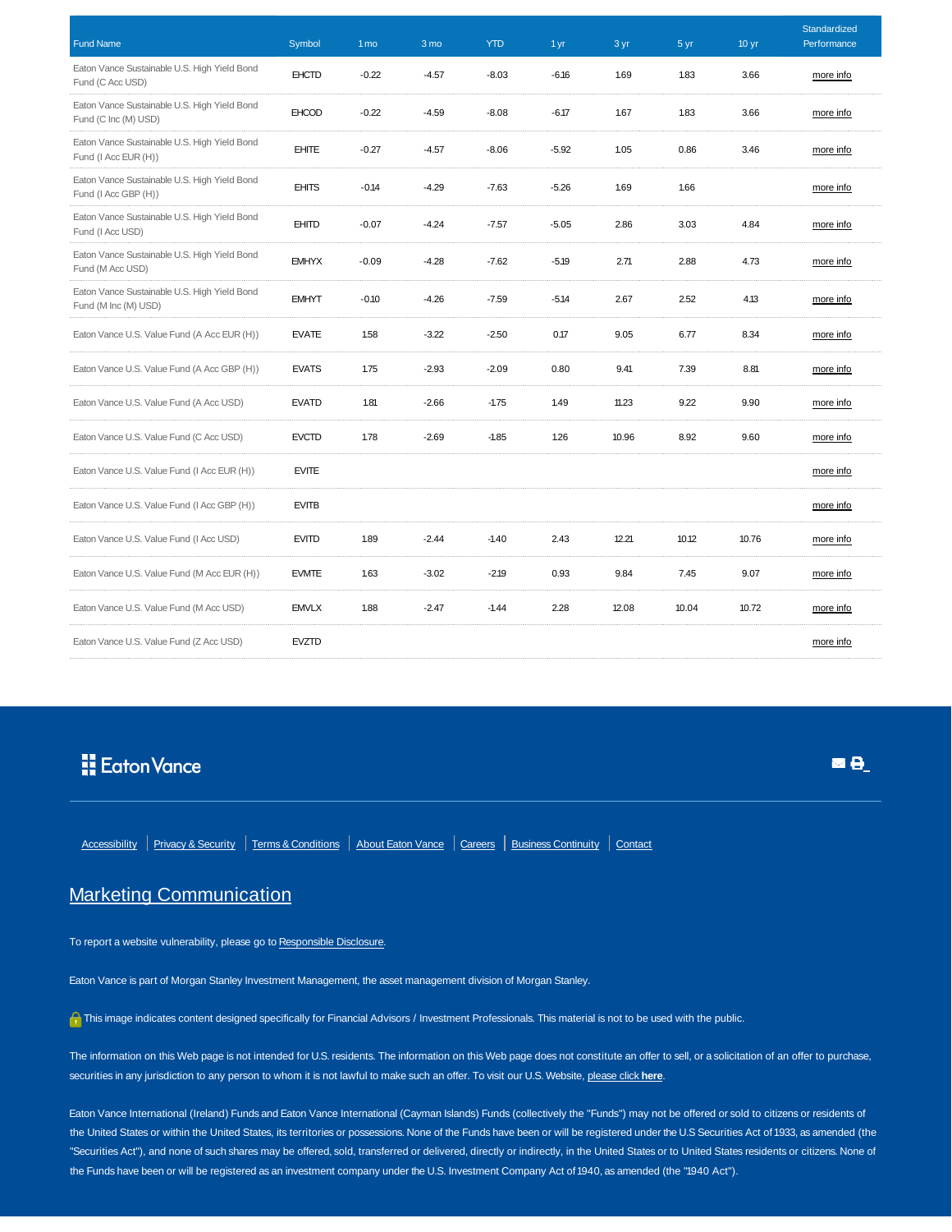| Fund Name | Symbol | 1 mo | 3 mo | YTD | 1 yr | 3 yr | 5 yr | 10 yr | Standardized Performance |
|---|---|---|---|---|---|---|---|---|---|
| Eaton Vance Sustainable U.S. High Yield Bond Fund (C Acc USD) | EHCTD | -0.22 | -4.57 | -8.03 | -6.16 | 1.69 | 1.83 | 3.66 | more info |
| Eaton Vance Sustainable U.S. High Yield Bond Fund (C Inc (M) USD) | EHCOD | -0.22 | -4.59 | -8.08 | -6.17 | 1.67 | 1.83 | 3.66 | more info |
| Eaton Vance Sustainable U.S. High Yield Bond Fund (I Acc EUR (H)) | EHITE | -0.27 | -4.57 | -8.06 | -5.92 | 1.05 | 0.86 | 3.46 | more info |
| Eaton Vance Sustainable U.S. High Yield Bond Fund (I Acc GBP (H)) | EHITS | -0.14 | -4.29 | -7.63 | -5.26 | 1.69 | 1.66 | | more info |
| Eaton Vance Sustainable U.S. High Yield Bond Fund (I Acc USD) | EHITD | -0.07 | -4.24 | -7.57 | -5.05 | 2.86 | 3.03 | 4.84 | more info |
| Eaton Vance Sustainable U.S. High Yield Bond Fund (M Acc USD) | EMHYX | -0.09 | -4.28 | -7.62 | -5.19 | 2.71 | 2.88 | 4.73 | more info |
| Eaton Vance Sustainable U.S. High Yield Bond Fund (M Inc (M) USD) | EMHYT | -0.10 | -4.26 | -7.59 | -5.14 | 2.67 | 2.52 | 4.13 | more info |
| Eaton Vance U.S. Value Fund (A Acc EUR (H)) | EVATE | 1.58 | -3.22 | -2.50 | 0.17 | 9.05 | 6.77 | 8.34 | more info |
| Eaton Vance U.S. Value Fund (A Acc GBP (H)) | EVATS | 1.75 | -2.93 | -2.09 | 0.80 | 9.41 | 7.39 | 8.81 | more info |
| Eaton Vance U.S. Value Fund (A Acc USD) | EVATD | 1.81 | -2.66 | -1.75 | 1.49 | 11.23 | 9.22 | 9.90 | more info |
| Eaton Vance U.S. Value Fund (C Acc USD) | EVCTD | 1.78 | -2.69 | -1.85 | 1.26 | 10.96 | 8.92 | 9.60 | more info |
| Eaton Vance U.S. Value Fund (I Acc EUR (H)) | EVITE | | | | | | | | more info |
| Eaton Vance U.S. Value Fund (I Acc GBP (H)) | EVITB | | | | | | | | more info |
| Eaton Vance U.S. Value Fund (I Acc USD) | EVITD | 1.89 | -2.44 | -1.40 | 2.43 | 12.21 | 10.12 | 10.76 | more info |
| Eaton Vance U.S. Value Fund (M Acc EUR (H)) | EVMTE | 1.63 | -3.02 | -2.19 | 0.93 | 9.84 | 7.45 | 9.07 | more info |
| Eaton Vance U.S. Value Fund (M Acc USD) | EMVLX | 1.88 | -2.47 | -1.44 | 2.28 | 12.08 | 10.04 | 10.72 | more info |
| Eaton Vance U.S. Value Fund (Z Acc USD) | EVZTD | | | | | | | | more info |

Eaton Vance

Accessibility | Privacy & Security | Terms & Conditions | About Eaton Vance | Careers | Business Continuity | Contact

## Marketing Communication

To report a website vulnerability, please go to Responsible Disclosure.

Eaton Vance is part of Morgan Stanley Investment Management, the asset management division of Morgan Stanley.

This image indicates content designed specifically for Financial Advisors / Investment Professionals. This material is not to be used with the public.

The information on this Web page is not intended for U.S. residents. The information on this Web page does not constitute an offer to sell, or a solicitation of an offer to purchase, securities in any jurisdiction to any person to whom it is not lawful to make such an offer. To visit our U.S. Website, please click **here**.

Eaton Vance International (Ireland) Funds and Eaton Vance International (Cayman Islands) Funds (collectively the "Funds") may not be offered or sold to citizens or residents of the United States or within the United States, its territories or possessions. None of the Funds have been or will be registered under the U.S Securities Act of 1933, as amended (the "Securities Act"), and none of such shares may be offered, sold, transferred or delivered, directly or indirectly, in the United States or to United States residents or citizens. None of the Funds have been or will be registered as an investment company under the U.S. Investment Company Act of 1940, as amended (the "1940 Act").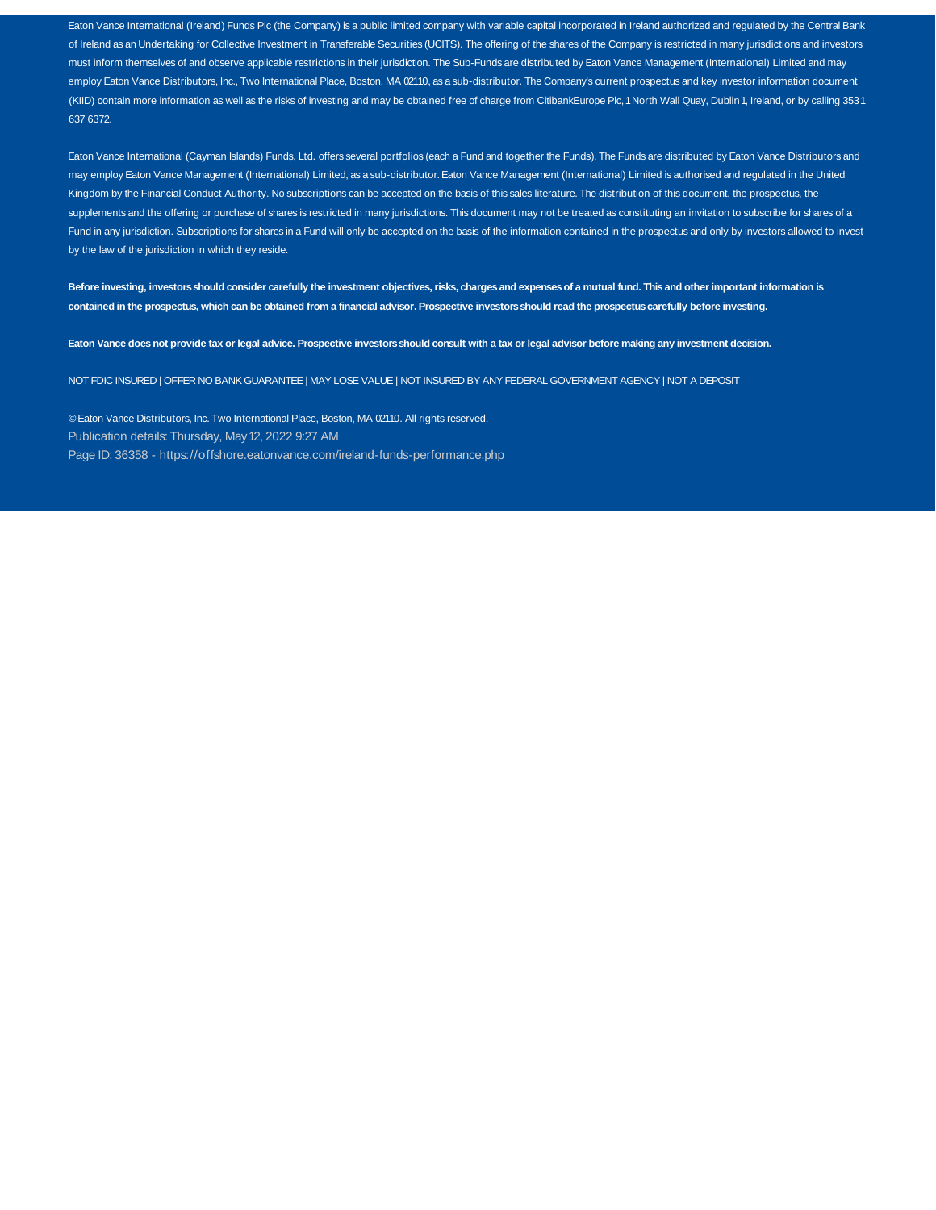Eaton Vance International (Ireland) Funds Plc (the Company) is a public limited company with variable capital incorporated in Ireland authorized and regulated by the Central Bank of Ireland as an Undertaking for Collective Investment in Transferable Securities (UCITS). The offering of the shares of the Company is restricted in many jurisdictions and investors must inform themselves of and observe applicable restrictions in their jurisdiction. The Sub-Funds are distributed by Eaton Vance Management (International) Limited and may employ Eaton Vance Distributors, Inc., Two International Place, Boston, MA 02110, as a sub-distributor. The Company's current prospectus and key investor information document (KIID) contain more information as well as the risks of investing and may be obtained free of charge from CitibankEurope Plc, 1 North Wall Quay, Dublin 1, Ireland, or by calling 353 1 637 6372.

Eaton Vance International (Cayman Islands) Funds, Ltd. offers several portfolios (each a Fund and together the Funds). The Funds are distributed by Eaton Vance Distributors and may employ Eaton Vance Management (International) Limited, as a sub-distributor. Eaton Vance Management (International) Limited is authorised and regulated in the United Kingdom by the Financial Conduct Authority. No subscriptions can be accepted on the basis of this sales literature. The distribution of this document, the prospectus, the supplements and the offering or purchase of shares is restricted in many jurisdictions. This document may not be treated as constituting an invitation to subscribe for shares of a Fund in any jurisdiction. Subscriptions for shares in a Fund will only be accepted on the basis of the information contained in the prospectus and only by investors allowed to invest by the law of the jurisdiction in which they reside.

**Before investing, investors should consider carefully the investment objectives, risks, charges and expenses of a mutual fund. This and other important information is contained in the prospectus, which can be obtained from a financial advisor. Prospective investors should read the prospectus carefully before investing.**

**Eaton Vance does not provide tax or legal advice. Prospective investors should consult with a tax or legal advisor before making any investment decision.**

NOT FDIC INSURED | OFFER NO BANK GUARANTEE | MAY LOSE VALUE | NOT INSURED BY ANY FEDERAL GOVERNMENT AGENCY | NOT A DEPOSIT

© Eaton Vance Distributors, Inc. Two International Place, Boston, MA 02110. All rights reserved.

Publication details: Thursday, May 12, 2022 9:27 AM

Page ID: 36358 - https://offshore.eatonvance.com/ireland-funds-performance.php